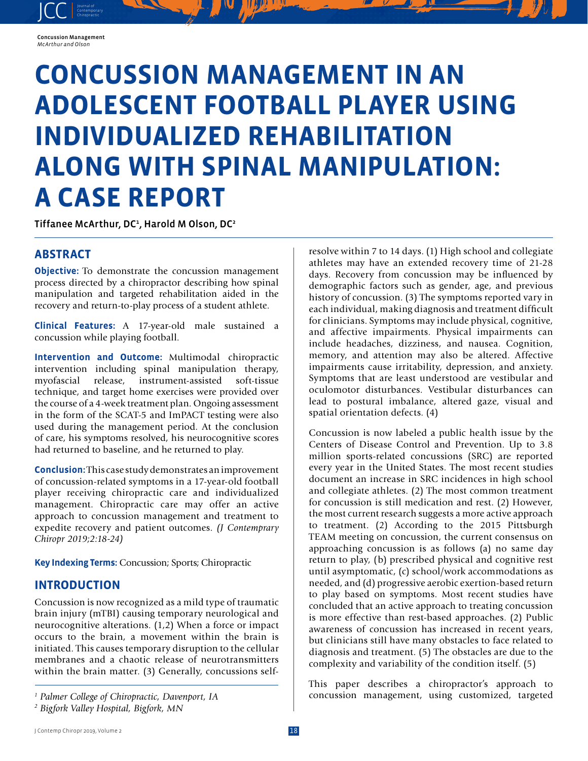# CONCUSSION MANAGEMENT IN AN ADOLESCENT FOOTBALL PLAYER USING INDIVIDUALIZED REHABILITATION ALONG WITH SPINAL MANIPULATION: A CASE REPORT

Tiffanee McArthur, DC[1], Harold M Olson, DC[2]

## ABSTRACT

**Objective:** To demonstrate the concussion management process directed by a chiropractor describing how spinal manipulation and targeted rehabilitation aided in the recovery and return-to-play process of a student athlete.

**Clinical Features:** A 17-year-old male sustained a concussion while playing football.

**Intervention and Outcome:** Multimodal chiropractic intervention including spinal manipulation therapy, myofascial release, instrument-assisted soft-tissue technique, and target home exercises were provided over the course of a 4-week treatment plan. Ongoing assessment in the form of the SCAT-5 and ImPACT testing were also used during the management period. At the conclusion of care, his symptoms resolved, his neurocognitive scores had returned to baseline, and he returned to play.

**Conclusion:** This case study demonstrates an improvement of concussion-related symptoms in a 17-year-old football player receiving chiropractic care and individualized management. Chiropractic care may offer an active approach to concussion management and treatment to expedite recovery and patient outcomes. *(J Contemprary Chiropr 2019;2:18-24)*

**Key Indexing Terms:** Concussion; Sports; Chiropractic

## INTRODUCTION

Concussion is now recognized as a mild type of traumatic brain injury (mTBI) causing temporary neurological and neurocognitive alterations. (1,2) When a force or impact occurs to the brain, a movement within the brain is initiated. This causes temporary disruption to the cellular membranes and a chaotic release of neurotransmitters within the brain matter. (3) Generally, concussions self-resolve within 7 to 14 days. (1) High school and collegiate athletes may have an extended recovery time of 21-28 days. Recovery from concussion may be influenced by demographic factors such as gender, age, and previous history of concussion. (3) The symptoms reported vary in each individual, making diagnosis and treatment difficult for clinicians. Symptoms may include physical, cognitive, and affective impairments. Physical impairments can include headaches, dizziness, and nausea. Cognition, memory, and attention may also be altered. Affective impairments cause irritability, depression, and anxiety. Symptoms that are least understood are vestibular and oculomotor disturbances. Vestibular disturbances can lead to postural imbalance, altered gaze, visual and spatial orientation defects. (4)

Concussion is now labeled a public health issue by the Centers of Disease Control and Prevention. Up to 3.8 million sports-related concussions (SRC) are reported every year in the United States. The most recent studies document an increase in SRC incidences in high school and collegiate athletes. (2) The most common treatment for concussion is still medication and rest. (2) However, the most current research suggests a more active approach to treatment. (2) According to the 2015 Pittsburgh TEAM meeting on concussion, the current consensus on approaching concussion is as follows (a) no same day return to play, (b) prescribed physical and cognitive rest until asymptomatic, (c) school/work accommodations as needed, and (d) progressive aerobic exertion-based return to play based on symptoms. Most recent studies have concluded that an active approach to treating concussion is more effective than rest-based approaches. (2) Public awareness of concussion has increased in recent years, but clinicians still have many obstacles to face related to diagnosis and treatment. (5) The obstacles are due to the complexity and variability of the condition itself. (5)

This paper describes a chiropractor's approach to concussion management, using customized, targeted

[1] *Palmer College of Chiropractic, Davenport, IA*

[2] *Bigfork Valley Hospital, Bigfork, MN*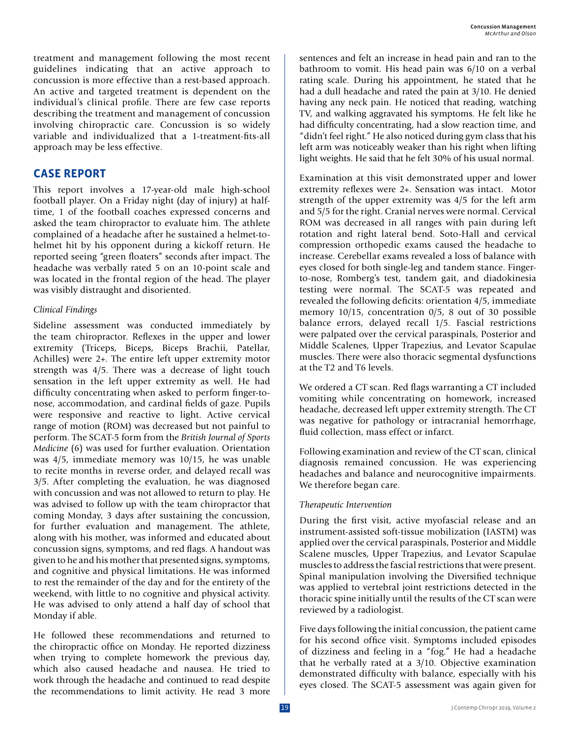treatment and management following the most recent guidelines indicating that an active approach to concussion is more effective than a rest-based approach. An active and targeted treatment is dependent on the individual's clinical profile. There are few case reports describing the treatment and management of concussion involving chiropractic care. Concussion is so widely variable and individualized that a 1-treatment-fits-all approach may be less effective.

## CASE REPORT

This report involves a 17-year-old male high-school football player. On a Friday night (day of injury) at half-time, 1 of the football coaches expressed concerns and asked the team chiropractor to evaluate him. The athlete complained of a headache after he sustained a helmet-to-helmet hit by his opponent during a kickoff return. He reported seeing "green floaters" seconds after impact. The headache was verbally rated 5 on an 10-point scale and was located in the frontal region of the head. The player was visibly distraught and disoriented.

### *Clinical Findings*

Sideline assessment was conducted immediately by the team chiropractor. Reflexes in the upper and lower extremity (Triceps, Biceps, Biceps Brachii, Patellar, Achilles) were 2+. The entire left upper extremity motor strength was 4/5. There was a decrease of light touch sensation in the left upper extremity as well. He had difficulty concentrating when asked to perform finger-to-nose, accommodation, and cardinal fields of gaze. Pupils were responsive and reactive to light. Active cervical range of motion (ROM) was decreased but not painful to perform. The SCAT-5 form from the *British Journal of Sports Medicine* (6) was used for further evaluation. Orientation was 4/5, immediate memory was 10/15, he was unable to recite months in reverse order, and delayed recall was 3/5. After completing the evaluation, he was diagnosed with concussion and was not allowed to return to play. He was advised to follow up with the team chiropractor that coming Monday, 3 days after sustaining the concussion, for further evaluation and management. The athlete, along with his mother, was informed and educated about concussion signs, symptoms, and red flags. A handout was given to he and his mother that presented signs, symptoms, and cognitive and physical limitations. He was informed to rest the remainder of the day and for the entirety of the weekend, with little to no cognitive and physical activity. He was advised to only attend a half day of school that Monday if able.

He followed these recommendations and returned to the chiropractic office on Monday. He reported dizziness when trying to complete homework the previous day, which also caused headache and nausea. He tried to work through the headache and continued to read despite the recommendations to limit activity. He read 3 more sentences and felt an increase in head pain and ran to the bathroom to vomit. His head pain was 6/10 on a verbal rating scale. During his appointment, he stated that he had a dull headache and rated the pain at 3/10. He denied having any neck pain. He noticed that reading, watching TV, and walking aggravated his symptoms. He felt like he had difficulty concentrating, had a slow reaction time, and "didn't feel right." He also noticed during gym class that his left arm was noticeably weaker than his right when lifting light weights. He said that he felt 30% of his usual normal.

Examination at this visit demonstrated upper and lower extremity reflexes were 2+. Sensation was intact. Motor strength of the upper extremity was 4/5 for the left arm and 5/5 for the right. Cranial nerves were normal. Cervical ROM was decreased in all ranges with pain during left rotation and right lateral bend. Soto-Hall and cervical compression orthopedic exams caused the headache to increase. Cerebellar exams revealed a loss of balance with eyes closed for both single-leg and tandem stance. Finger-to-nose, Romberg's test, tandem gait, and diadokinesia testing were normal. The SCAT-5 was repeated and revealed the following deficits: orientation 4/5, immediate memory 10/15, concentration 0/5, 8 out of 30 possible balance errors, delayed recall 1/5. Fascial restrictions were palpated over the cervical paraspinals, Posterior and Middle Scalenes, Upper Trapezius, and Levator Scapulae muscles. There were also thoracic segmental dysfunctions at the T2 and T6 levels.

We ordered a CT scan. Red flags warranting a CT included vomiting while concentrating on homework, increased headache, decreased left upper extremity strength. The CT was negative for pathology or intracranial hemorrhage, fluid collection, mass effect or infarct.

Following examination and review of the CT scan, clinical diagnosis remained concussion. He was experiencing headaches and balance and neurocognitive impairments. We therefore began care.

### *Therapeutic Intervention*

During the first visit, active myofascial release and an instrument-assisted soft-tissue mobilization (IASTM) was applied over the cervical paraspinals, Posterior and Middle Scalene muscles, Upper Trapezius, and Levator Scapulae muscles to address the fascial restrictions that were present. Spinal manipulation involving the Diversified technique was applied to vertebral joint restrictions detected in the thoracic spine initially until the results of the CT scan were reviewed by a radiologist.

Five days following the initial concussion, the patient came for his second office visit. Symptoms included episodes of dizziness and feeling in a "fog." He had a headache that he verbally rated at a 3/10. Objective examination demonstrated difficulty with balance, especially with his eyes closed. The SCAT-5 assessment was again given for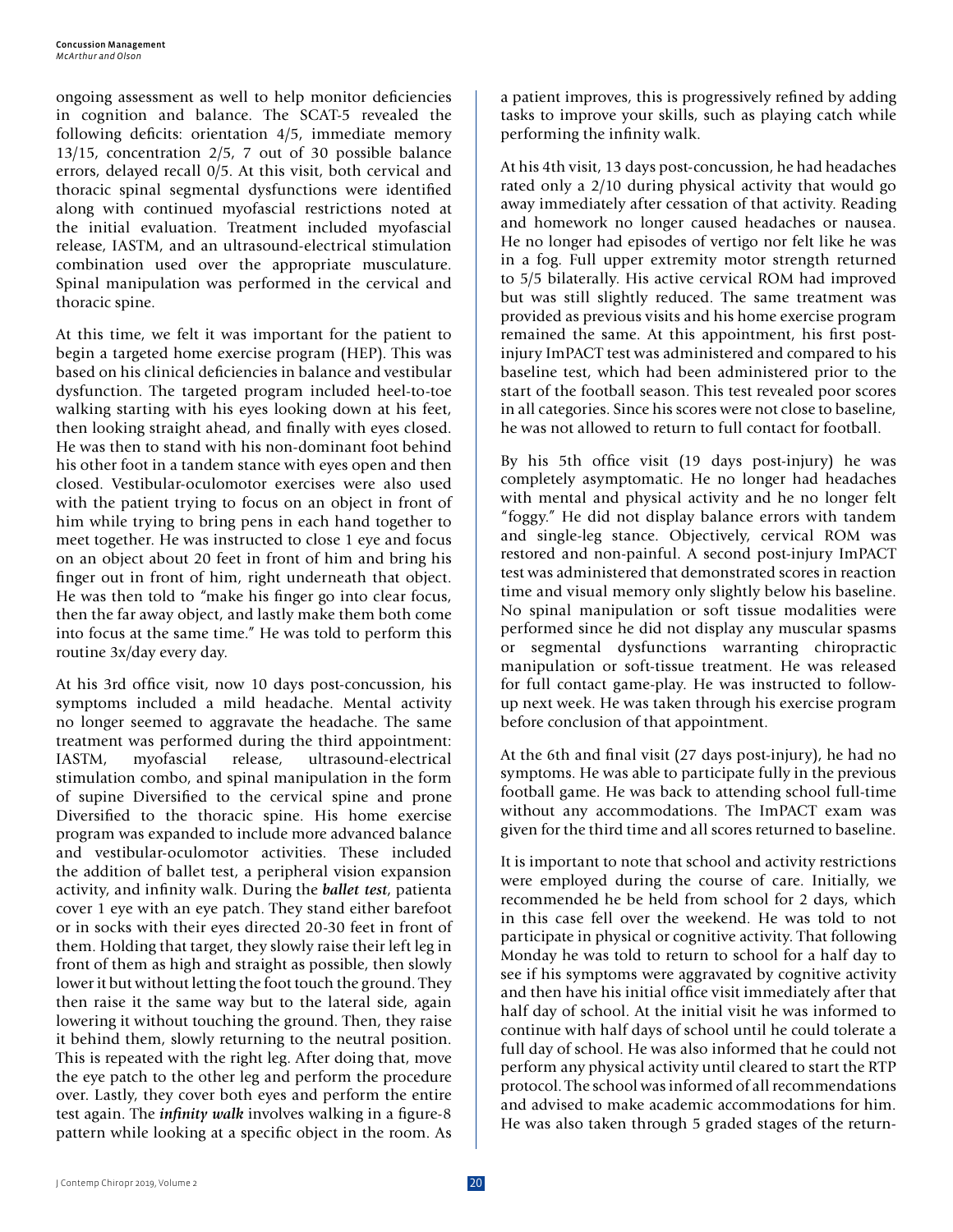ongoing assessment as well to help monitor deficiencies in cognition and balance. The SCAT-5 revealed the following deficits: orientation 4/5, immediate memory 13/15, concentration 2/5, 7 out of 30 possible balance errors, delayed recall 0/5. At this visit, both cervical and thoracic spinal segmental dysfunctions were identified along with continued myofascial restrictions noted at the initial evaluation. Treatment included myofascial release, IASTM, and an ultrasound-electrical stimulation combination used over the appropriate musculature. Spinal manipulation was performed in the cervical and thoracic spine.

At this time, we felt it was important for the patient to begin a targeted home exercise program (HEP). This was based on his clinical deficiencies in balance and vestibular dysfunction. The targeted program included heel-to-toe walking starting with his eyes looking down at his feet, then looking straight ahead, and finally with eyes closed. He was then to stand with his non-dominant foot behind his other foot in a tandem stance with eyes open and then closed. Vestibular-oculomotor exercises were also used with the patient trying to focus on an object in front of him while trying to bring pens in each hand together to meet together. He was instructed to close 1 eye and focus on an object about 20 feet in front of him and bring his finger out in front of him, right underneath that object. He was then told to "make his finger go into clear focus, then the far away object, and lastly make them both come into focus at the same time." He was told to perform this routine 3x/day every day.

At his 3rd office visit, now 10 days post-concussion, his symptoms included a mild headache. Mental activity no longer seemed to aggravate the headache. The same treatment was performed during the third appointment: IASTM, myofascial release, ultrasound-electrical stimulation combo, and spinal manipulation in the form of supine Diversified to the cervical spine and prone Diversified to the thoracic spine. His home exercise program was expanded to include more advanced balance and vestibular-oculomotor activities. These included the addition of ballet test, a peripheral vision expansion activity, and infinity walk. During the ***ballet test***, patienta cover 1 eye with an eye patch. They stand either barefoot or in socks with their eyes directed 20-30 feet in front of them. Holding that target, they slowly raise their left leg in front of them as high and straight as possible, then slowly lower it but without letting the foot touch the ground. They then raise it the same way but to the lateral side, again lowering it without touching the ground. Then, they raise it behind them, slowly returning to the neutral position. This is repeated with the right leg. After doing that, move the eye patch to the other leg and perform the procedure over. Lastly, they cover both eyes and perform the entire test again. The ***infinity walk*** involves walking in a figure-8 pattern while looking at a specific object in the room. As a patient improves, this is progressively refined by adding tasks to improve your skills, such as playing catch while performing the infinity walk.

At his 4th visit, 13 days post-concussion, he had headaches rated only a 2/10 during physical activity that would go away immediately after cessation of that activity. Reading and homework no longer caused headaches or nausea. He no longer had episodes of vertigo nor felt like he was in a fog. Full upper extremity motor strength returned to 5/5 bilaterally. His active cervical ROM had improved but was still slightly reduced. The same treatment was provided as previous visits and his home exercise program remained the same. At this appointment, his first post-injury ImPACT test was administered and compared to his baseline test, which had been administered prior to the start of the football season. This test revealed poor scores in all categories. Since his scores were not close to baseline, he was not allowed to return to full contact for football.

By his 5th office visit (19 days post-injury) he was completely asymptomatic. He no longer had headaches with mental and physical activity and he no longer felt "foggy." He did not display balance errors with tandem and single-leg stance. Objectively, cervical ROM was restored and non-painful. A second post-injury ImPACT test was administered that demonstrated scores in reaction time and visual memory only slightly below his baseline. No spinal manipulation or soft tissue modalities were performed since he did not display any muscular spasms or segmental dysfunctions warranting chiropractic manipulation or soft-tissue treatment. He was released for full contact game-play. He was instructed to follow-up next week. He was taken through his exercise program before conclusion of that appointment.

At the 6th and final visit (27 days post-injury), he had no symptoms. He was able to participate fully in the previous football game. He was back to attending school full-time without any accommodations. The ImPACT exam was given for the third time and all scores returned to baseline.

It is important to note that school and activity restrictions were employed during the course of care. Initially, we recommended he be held from school for 2 days, which in this case fell over the weekend. He was told to not participate in physical or cognitive activity. That following Monday he was told to return to school for a half day to see if his symptoms were aggravated by cognitive activity and then have his initial office visit immediately after that half day of school. At the initial visit he was informed to continue with half days of school until he could tolerate a full day of school. He was also informed that he could not perform any physical activity until cleared to start the RTP protocol. The school was informed of all recommendations and advised to make academic accommodations for him. He was also taken through 5 graded stages of the return-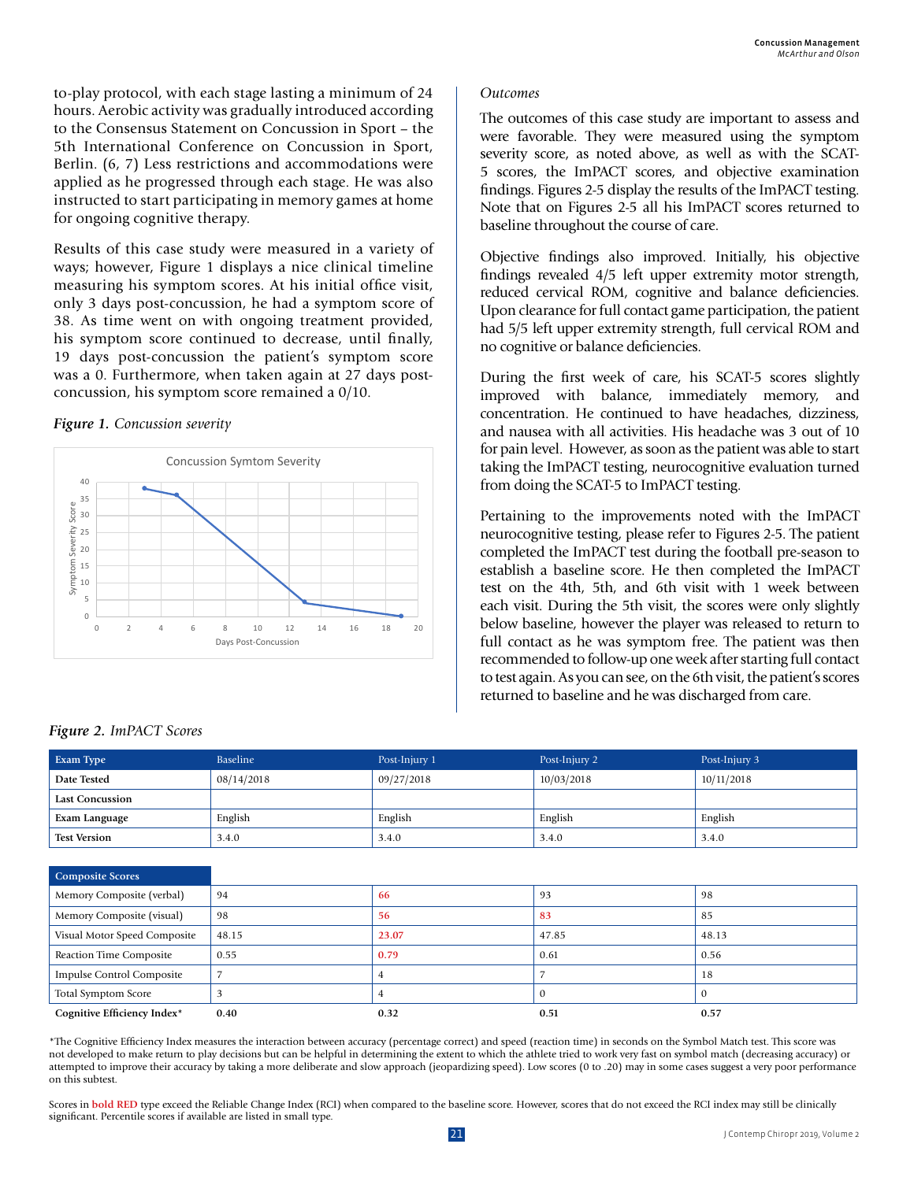to-play protocol, with each stage lasting a minimum of 24 hours. Aerobic activity was gradually introduced according to the Consensus Statement on Concussion in Sport – the 5th International Conference on Concussion in Sport, Berlin. (6, 7) Less restrictions and accommodations were applied as he progressed through each stage. He was also instructed to start participating in memory games at home for ongoing cognitive therapy.

Results of this case study were measured in a variety of ways; however, Figure 1 displays a nice clinical timeline measuring his symptom scores. At his initial office visit, only 3 days post-concussion, he had a symptom score of 38. As time went on with ongoing treatment provided, his symptom score continued to decrease, until finally, 19 days post-concussion the patient's symptom score was a 0. Furthermore, when taken again at 27 days post-concussion, his symptom score remained a 0/10.

***Figure 1.*** *Concussion severity*

Concussion Symtom Severity

| Days Post-Concussion | Symptom Severity Score |
|---|---|
| 3 | 38 |
| 5 | 36 |
| 13 | 4 |
| 19 | 0 |

*Outcomes*

The outcomes of this case study are important to assess and were favorable. They were measured using the symptom severity score, as noted above, as well as with the SCAT-5 scores, the ImPACT scores, and objective examination findings. Figures 2-5 display the results of the ImPACT testing. Note that on Figures 2-5 all his ImPACT scores returned to baseline throughout the course of care.

Objective findings also improved. Initially, his objective findings revealed 4/5 left upper extremity motor strength, reduced cervical ROM, cognitive and balance deficiencies. Upon clearance for full contact game participation, the patient had 5/5 left upper extremity strength, full cervical ROM and no cognitive or balance deficiencies.

During the first week of care, his SCAT-5 scores slightly improved with balance, immediately memory, and concentration. He continued to have headaches, dizziness, and nausea with all activities. His headache was 3 out of 10 for pain level. However, as soon as the patient was able to start taking the ImPACT testing, neurocognitive evaluation turned from doing the SCAT-5 to ImPACT testing.

Pertaining to the improvements noted with the ImPACT neurocognitive testing, please refer to Figures 2-5. The patient completed the ImPACT test during the football pre-season to establish a baseline score. He then completed the ImPACT test on the 4th, 5th, and 6th visit with 1 week between each visit. During the 5th visit, the scores were only slightly below baseline, however the player was released to return to full contact as he was symptom free. The patient was then recommended to follow-up one week after starting full contact to test again. As you can see, on the 6th visit, the patient's scores returned to baseline and he was discharged from care.

***Figure 2.*** *ImPACT Scores*

| Exam Type | Baseline | Post-Injury 1 | Post-Injury 2 | Post-Injury 3 |
|---|---|---|---|---|
| **Date Tested** | 08/14/2018 | 09/27/2018 | 10/03/2018 | 10/11/2018 |
| **Last Concussion** | | | | |
| **Exam Language** | English | English | English | English |
| **Test Version** | 3.4.0 | 3.4.0 | 3.4.0 | 3.4.0 |

| Composite Scores | | | | |
|---|---|---|---|---|
| Memory Composite (verbal) | 94 | **66** | 93 | 98 |
| Memory Composite (visual) | 98 | **56** | **83** | 85 |
| Visual Motor Speed Composite | 48.15 | **23.07** | 47.85 | 48.13 |
| Reaction Time Composite | 0.55 | **0.79** | 0.61 | 0.56 |
| Impulse Control Composite | 7 | 4 | 7 | 18 |
| Total Symptom Score | 3 | 4 | 0 | 0 |
| **Cognitive Efficiency Index*** | **0.40** | **0.32** | **0.51** | **0.57** |

*The Cognitive Efficiency Index measures the interaction between accuracy (percentage correct) and speed (reaction time) in seconds on the Symbol Match test. This score was not developed to make return to play decisions but can be helpful in determining the extent to which the athlete tried to work very fast on symbol match (decreasing accuracy) or attempted to improve their accuracy by taking a more deliberate and slow approach (jeopardizing speed). Low scores (0 to .20) may in some cases suggest a very poor performance on this subtest.

Scores in **bold RED** type exceed the Reliable Change Index (RCI) when compared to the baseline score. However, scores that do not exceed the RCI index may still be clinically significant. Percentile scores if available are listed in small type.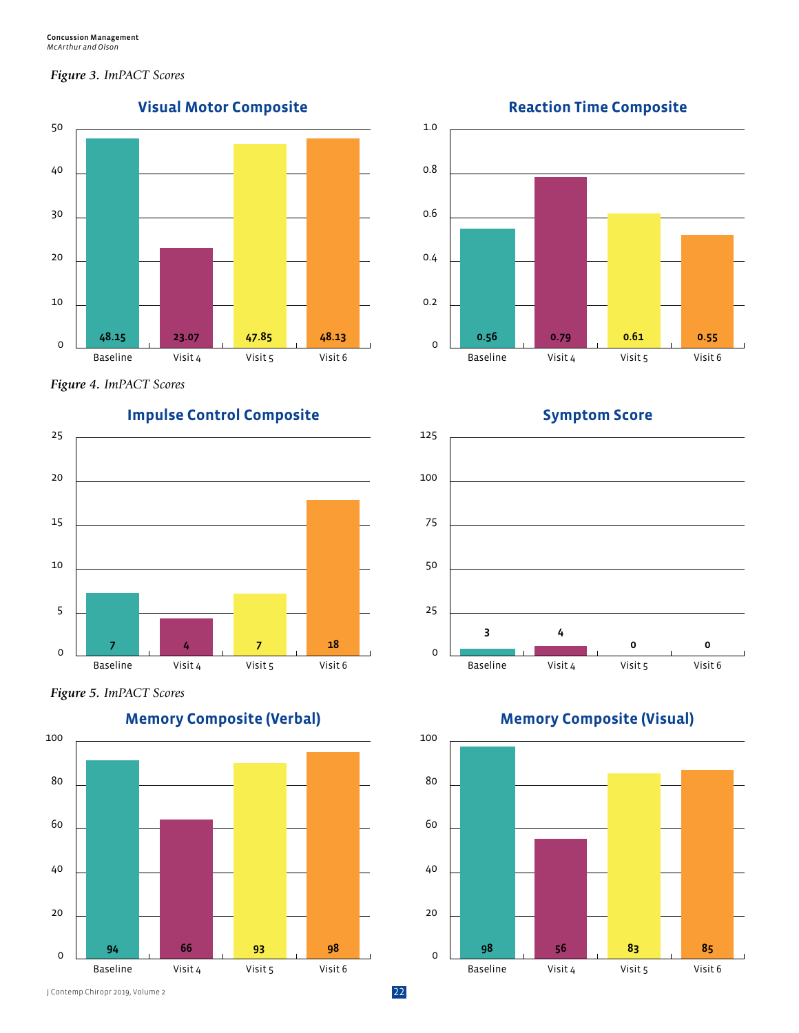*Figure 3. ImPACT Scores*

**Visual Motor Composite**

| | Baseline | Visit 4 | Visit 5 | Visit 6 |
|---|---|---|---|---|
| Score | 48.15 | 23.07 | 47.85 | 48.13 |

**Reaction Time Composite**

| | Baseline | Visit 4 | Visit 5 | Visit 6 |
|---|---|---|---|---|
| Score | 0.56 | 0.79 | 0.61 | 0.55 |

*Figure 4. ImPACT Scores*

**Impulse Control Composite**

| | Baseline | Visit 4 | Visit 5 | Visit 6 |
|---|---|---|---|---|
| Score | 7 | 4 | 7 | 18 |

**Symptom Score**

| | Baseline | Visit 4 | Visit 5 | Visit 6 |
|---|---|---|---|---|
| Score | 3 | 4 | 0 | 0 |

*Figure 5. ImPACT Scores*

**Memory Composite (Verbal)**

| | Baseline | Visit 4 | Visit 5 | Visit 6 |
|---|---|---|---|---|
| Score | 94 | 66 | 93 | 98 |

**Memory Composite (Visual)**

| | Baseline | Visit 4 | Visit 5 | Visit 6 |
|---|---|---|---|---|
| Score | 98 | 56 | 83 | 85 |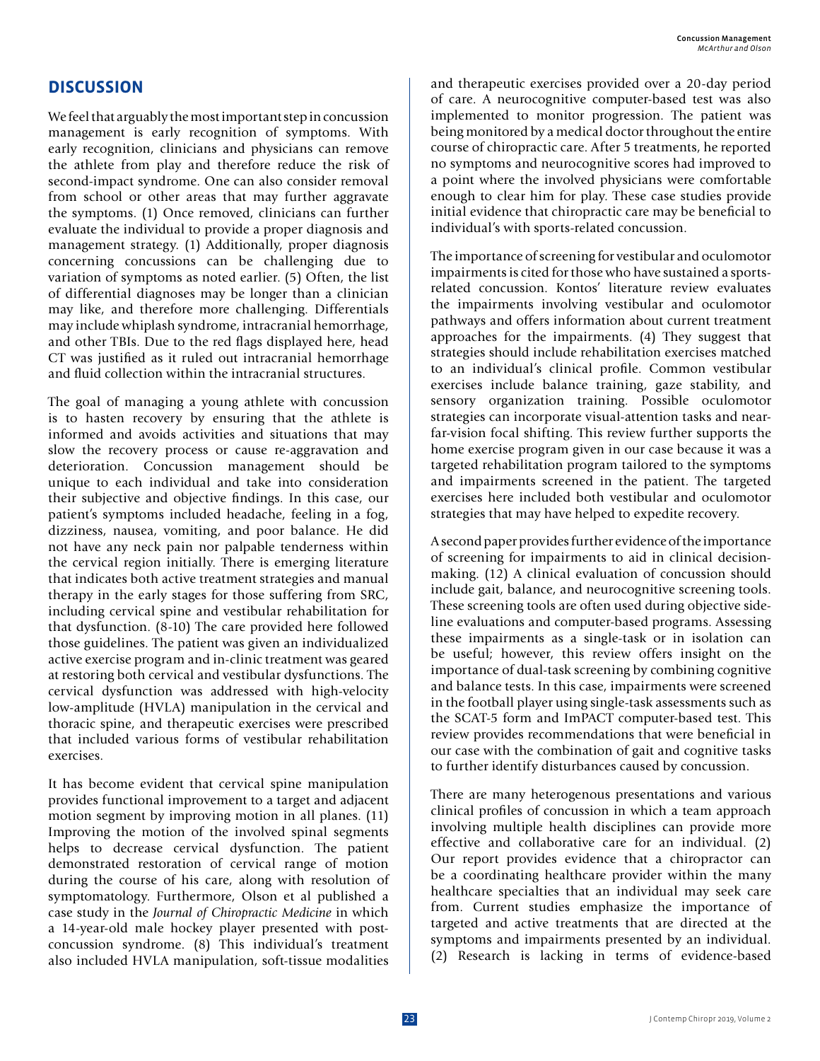## DISCUSSION

We feel that arguably the most important step in concussion management is early recognition of symptoms. With early recognition, clinicians and physicians can remove the athlete from play and therefore reduce the risk of second-impact syndrome. One can also consider removal from school or other areas that may further aggravate the symptoms. (1) Once removed, clinicians can further evaluate the individual to provide a proper diagnosis and management strategy. (1) Additionally, proper diagnosis concerning concussions can be challenging due to variation of symptoms as noted earlier. (5) Often, the list of differential diagnoses may be longer than a clinician may like, and therefore more challenging. Differentials may include whiplash syndrome, intracranial hemorrhage, and other TBIs. Due to the red flags displayed here, head CT was justified as it ruled out intracranial hemorrhage and fluid collection within the intracranial structures.

The goal of managing a young athlete with concussion is to hasten recovery by ensuring that the athlete is informed and avoids activities and situations that may slow the recovery process or cause re-aggravation and deterioration. Concussion management should be unique to each individual and take into consideration their subjective and objective findings. In this case, our patient's symptoms included headache, feeling in a fog, dizziness, nausea, vomiting, and poor balance. He did not have any neck pain nor palpable tenderness within the cervical region initially. There is emerging literature that indicates both active treatment strategies and manual therapy in the early stages for those suffering from SRC, including cervical spine and vestibular rehabilitation for that dysfunction. (8-10) The care provided here followed those guidelines. The patient was given an individualized active exercise program and in-clinic treatment was geared at restoring both cervical and vestibular dysfunctions. The cervical dysfunction was addressed with high-velocity low-amplitude (HVLA) manipulation in the cervical and thoracic spine, and therapeutic exercises were prescribed that included various forms of vestibular rehabilitation exercises.

It has become evident that cervical spine manipulation provides functional improvement to a target and adjacent motion segment by improving motion in all planes. (11) Improving the motion of the involved spinal segments helps to decrease cervical dysfunction. The patient demonstrated restoration of cervical range of motion during the course of his care, along with resolution of symptomatology. Furthermore, Olson et al published a case study in the *Journal of Chiropractic Medicine* in which a 14-year-old male hockey player presented with post-concussion syndrome. (8) This individual's treatment also included HVLA manipulation, soft-tissue modalities and therapeutic exercises provided over a 20-day period of care. A neurocognitive computer-based test was also implemented to monitor progression. The patient was being monitored by a medical doctor throughout the entire course of chiropractic care. After 5 treatments, he reported no symptoms and neurocognitive scores had improved to a point where the involved physicians were comfortable enough to clear him for play. These case studies provide initial evidence that chiropractic care may be beneficial to individual's with sports-related concussion.

The importance of screening for vestibular and oculomotor impairments is cited for those who have sustained a sports-related concussion. Kontos' literature review evaluates the impairments involving vestibular and oculomotor pathways and offers information about current treatment approaches for the impairments. (4) They suggest that strategies should include rehabilitation exercises matched to an individual's clinical profile. Common vestibular exercises include balance training, gaze stability, and sensory organization training. Possible oculomotor strategies can incorporate visual-attention tasks and near-far-vision focal shifting. This review further supports the home exercise program given in our case because it was a targeted rehabilitation program tailored to the symptoms and impairments screened in the patient. The targeted exercises here included both vestibular and oculomotor strategies that may have helped to expedite recovery.

A second paper provides further evidence of the importance of screening for impairments to aid in clinical decision-making. (12) A clinical evaluation of concussion should include gait, balance, and neurocognitive screening tools. These screening tools are often used during objective side-line evaluations and computer-based programs. Assessing these impairments as a single-task or in isolation can be useful; however, this review offers insight on the importance of dual-task screening by combining cognitive and balance tests. In this case, impairments were screened in the football player using single-task assessments such as the SCAT-5 form and ImPACT computer-based test. This review provides recommendations that were beneficial in our case with the combination of gait and cognitive tasks to further identify disturbances caused by concussion.

There are many heterogenous presentations and various clinical profiles of concussion in which a team approach involving multiple health disciplines can provide more effective and collaborative care for an individual. (2) Our report provides evidence that a chiropractor can be a coordinating healthcare provider within the many healthcare specialties that an individual may seek care from. Current studies emphasize the importance of targeted and active treatments that are directed at the symptoms and impairments presented by an individual. (2) Research is lacking in terms of evidence-based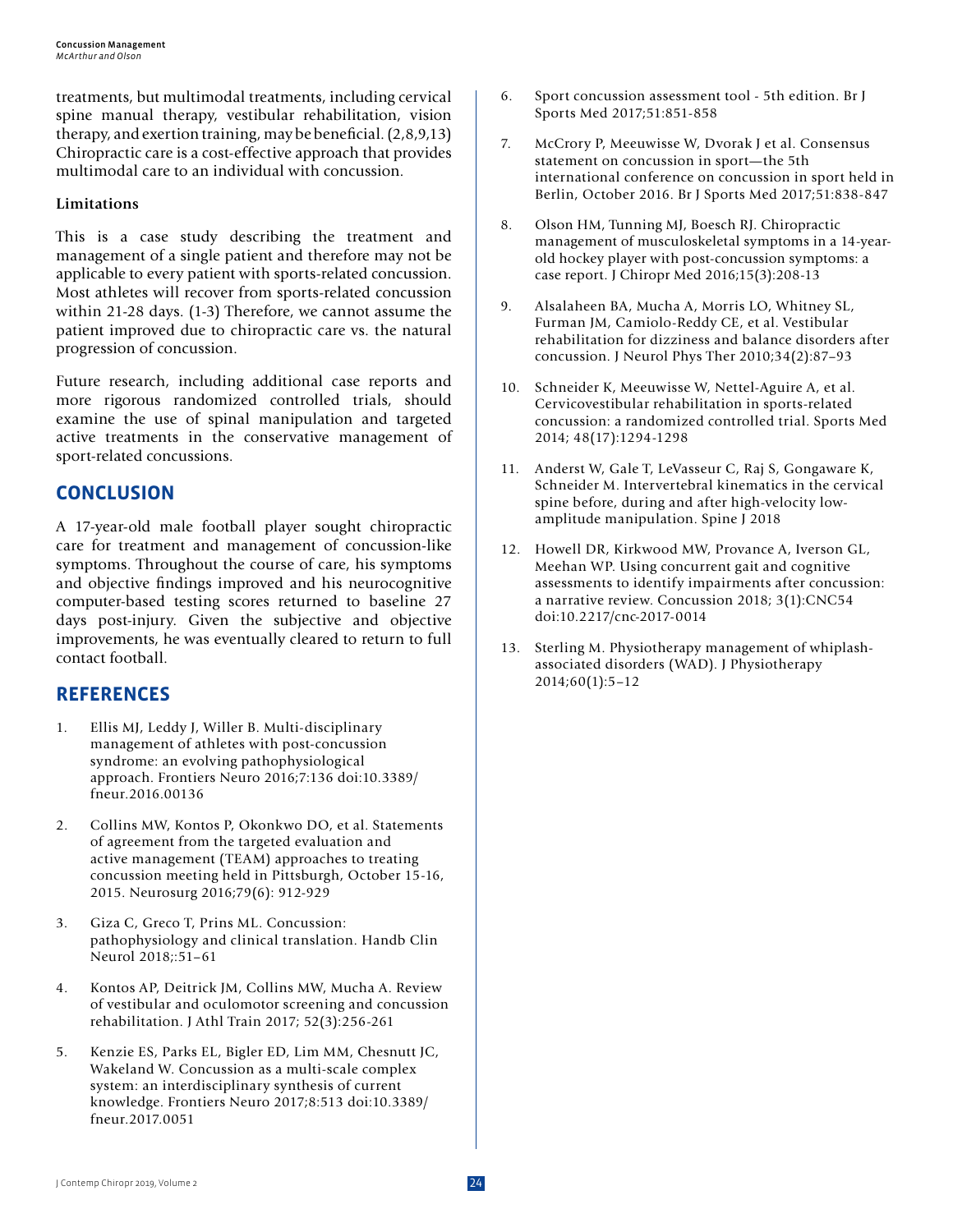treatments, but multimodal treatments, including cervical spine manual therapy, vestibular rehabilitation, vision therapy, and exertion training, may be beneficial. (2,8,9,13) Chiropractic care is a cost-effective approach that provides multimodal care to an individual with concussion.

### Limitations

This is a case study describing the treatment and management of a single patient and therefore may not be applicable to every patient with sports-related concussion. Most athletes will recover from sports-related concussion within 21-28 days. (1-3) Therefore, we cannot assume the patient improved due to chiropractic care vs. the natural progression of concussion.

Future research, including additional case reports and more rigorous randomized controlled trials, should examine the use of spinal manipulation and targeted active treatments in the conservative management of sport-related concussions.

## CONCLUSION

A 17-year-old male football player sought chiropractic care for treatment and management of concussion-like symptoms. Throughout the course of care, his symptoms and objective findings improved and his neurocognitive computer-based testing scores returned to baseline 27 days post-injury. Given the subjective and objective improvements, he was eventually cleared to return to full contact football.

## REFERENCES

1. Ellis MJ, Leddy J, Willer B. Multi-disciplinary management of athletes with post-concussion syndrome: an evolving pathophysiological approach. Frontiers Neuro 2016;7:136 doi:10.3389/fneur.2016.00136
2. Collins MW, Kontos P, Okonkwo DO, et al. Statements of agreement from the targeted evaluation and active management (TEAM) approaches to treating concussion meeting held in Pittsburgh, October 15-16, 2015. Neurosurg 2016;79(6): 912-929
3. Giza C, Greco T, Prins ML. Concussion: pathophysiology and clinical translation. Handb Clin Neurol 2018;:51–61
4. Kontos AP, Deitrick JM, Collins MW, Mucha A. Review of vestibular and oculomotor screening and concussion rehabilitation. J Athl Train 2017; 52(3):256-261
5. Kenzie ES, Parks EL, Bigler ED, Lim MM, Chesnutt JC, Wakeland W. Concussion as a multi-scale complex system: an interdisciplinary synthesis of current knowledge. Frontiers Neuro 2017;8:513 doi:10.3389/fneur.2017.0051
6. Sport concussion assessment tool - 5th edition. Br J Sports Med 2017;51:851-858
7. McCrory P, Meeuwisse W, Dvorak J et al. Consensus statement on concussion in sport—the 5th international conference on concussion in sport held in Berlin, October 2016. Br J Sports Med 2017;51:838-847
8. Olson HM, Tunning MJ, Boesch RJ. Chiropractic management of musculoskeletal symptoms in a 14-year-old hockey player with post-concussion symptoms: a case report. J Chiropr Med 2016;15(3):208-13
9. Alsalaheen BA, Mucha A, Morris LO, Whitney SL, Furman JM, Camiolo-Reddy CE, et al. Vestibular rehabilitation for dizziness and balance disorders after concussion. J Neurol Phys Ther 2010;34(2):87–93
10. Schneider K, Meeuwisse W, Nettel-Aguire A, et al. Cervicovestibular rehabilitation in sports-related concussion: a randomized controlled trial. Sports Med 2014; 48(17):1294-1298
11. Anderst W, Gale T, LeVasseur C, Raj S, Gongaware K, Schneider M. Intervertebral kinematics in the cervical spine before, during and after high-velocity low-amplitude manipulation. Spine J 2018
12. Howell DR, Kirkwood MW, Provance A, Iverson GL, Meehan WP. Using concurrent gait and cognitive assessments to identify impairments after concussion: a narrative review. Concussion 2018; 3(1):CNC54 doi:10.2217/cnc-2017-0014
13. Sterling M. Physiotherapy management of whiplash-associated disorders (WAD). J Physiotherapy 2014;60(1):5–12